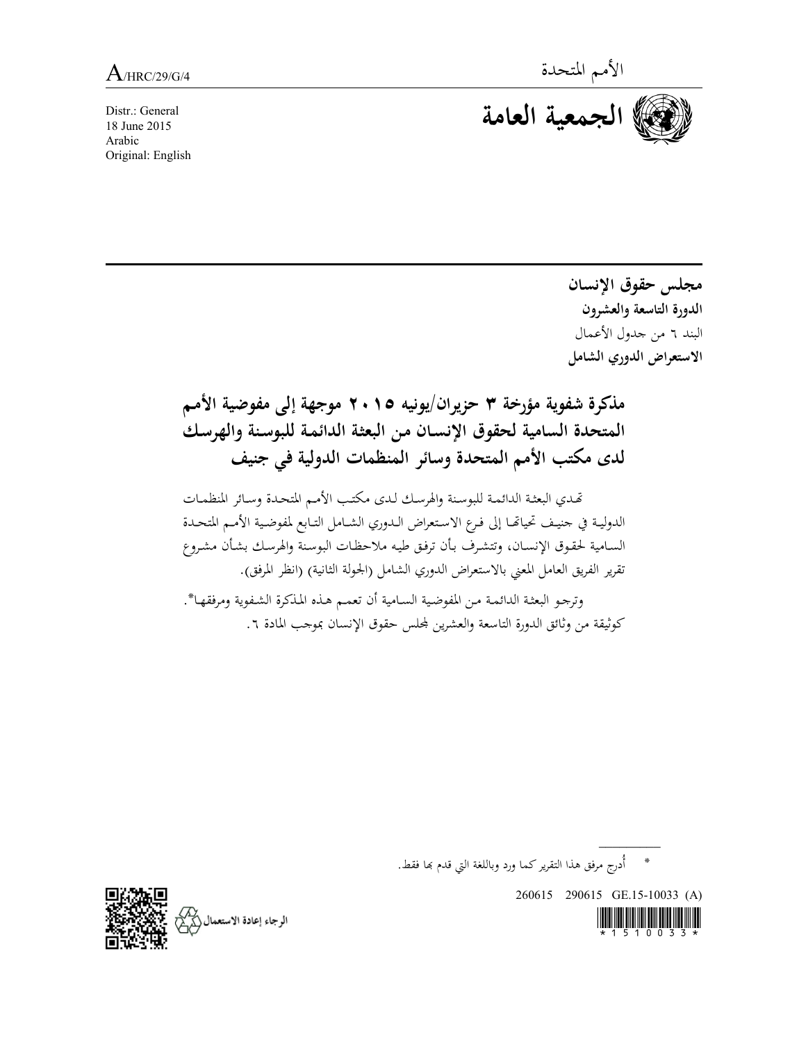A/HRC/29/G/4

الأمم المتحدة

# الجمعية العامة

Distr.: General
18 June 2015
Arabic
Original: English

**مجلس حقوق الإنسان**
**الدورة التاسعة والعشرون**
البند ٦ من جدول الأعمال
**الاستعراض الدوري الشامل**

## مذكرة شفوية مؤرخة ٣ حزيران/يونيه ٢٠١٥ موجهة إلى مفوضية الأمم المتحدة السامية لحقوق الإنسان من البعثة الدائمة للبوسنة والهرسك لدى مكتب الأمم المتحدة وسائر المنظمات الدولية في جنيف

تهدي البعثة الدائمة للبوسنة والهرسك لدى مكتب الأمم المتحدة وسائر المنظمات الدولية في جنيف تحياتها إلى فرع الاستعراض الدوري الشامل التابع لمفوضية الأمم المتحدة السامية لحقوق الإنسان، وتتشرف بأن ترفق طيه ملاحظات البوسنة والهرسك بشأن مشروع تقرير الفريق العامل المعني بالاستعراض الدوري الشامل (الجولة الثانية) (انظر المرفق).

وترجو البعثة الدائمة من المفوضية السامية أن تعمم هذه المذكرة الشفوية ومرفقها*. كوثيقة من وثائق الدورة التاسعة والعشرين لمجلس حقوق الإنسان بموجب المادة ٦.

---

* أُدرج مرفق هذا التقرير كما ورد وباللغة التي قدم بها فقط.

260615 290615 GE.15-10033 (A)

الرجاء إعادة الاستعمال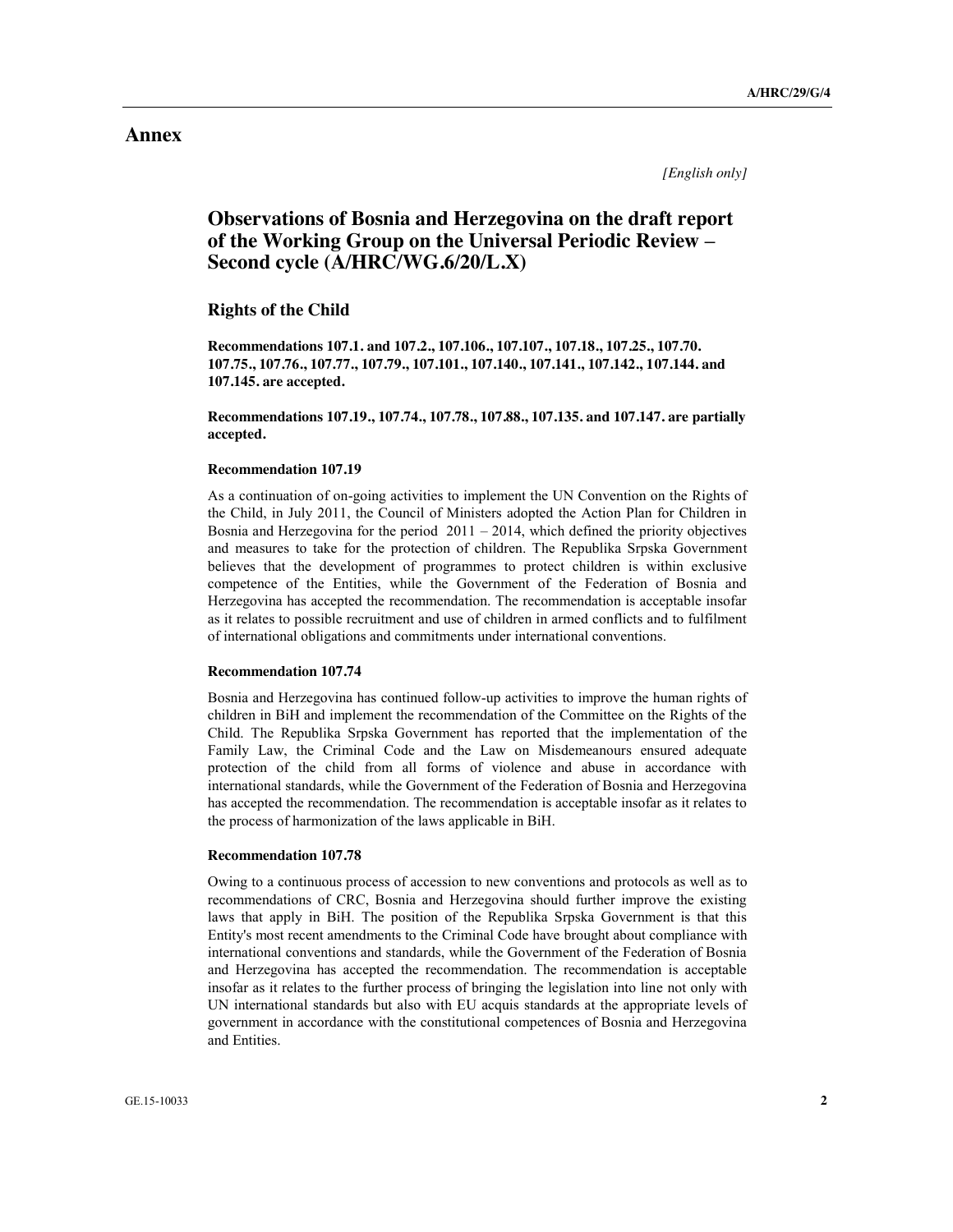# Annex

*[English only]*

## Observations of Bosnia and Herzegovina on the draft report of the Working Group on the Universal Periodic Review – Second cycle (A/HRC/WG.6/20/L.X)

### Rights of the Child

**Recommendations 107.1. and 107.2., 107.106., 107.107., 107.18., 107.25., 107.70. 107.75., 107.76., 107.77., 107.79., 107.101., 107.140., 107.141., 107.142., 107.144. and 107.145. are accepted.**

**Recommendations 107.19., 107.74., 107.78., 107.88., 107.135. and 107.147. are partially accepted.**

#### Recommendation 107.19

As a continuation of on-going activities to implement the UN Convention on the Rights of the Child, in July 2011, the Council of Ministers adopted the Action Plan for Children in Bosnia and Herzegovina for the period 2011 – 2014, which defined the priority objectives and measures to take for the protection of children. The Republika Srpska Government believes that the development of programmes to protect children is within exclusive competence of the Entities, while the Government of the Federation of Bosnia and Herzegovina has accepted the recommendation. The recommendation is acceptable insofar as it relates to possible recruitment and use of children in armed conflicts and to fulfilment of international obligations and commitments under international conventions.

#### Recommendation 107.74

Bosnia and Herzegovina has continued follow-up activities to improve the human rights of children in BiH and implement the recommendation of the Committee on the Rights of the Child. The Republika Srpska Government has reported that the implementation of the Family Law, the Criminal Code and the Law on Misdemeanours ensured adequate protection of the child from all forms of violence and abuse in accordance with international standards, while the Government of the Federation of Bosnia and Herzegovina has accepted the recommendation. The recommendation is acceptable insofar as it relates to the process of harmonization of the laws applicable in BiH.

#### Recommendation 107.78

Owing to a continuous process of accession to new conventions and protocols as well as to recommendations of CRC, Bosnia and Herzegovina should further improve the existing laws that apply in BiH. The position of the Republika Srpska Government is that this Entity's most recent amendments to the Criminal Code have brought about compliance with international conventions and standards, while the Government of the Federation of Bosnia and Herzegovina has accepted the recommendation. The recommendation is acceptable insofar as it relates to the further process of bringing the legislation into line not only with UN international standards but also with EU acquis standards at the appropriate levels of government in accordance with the constitutional competences of Bosnia and Herzegovina and Entities.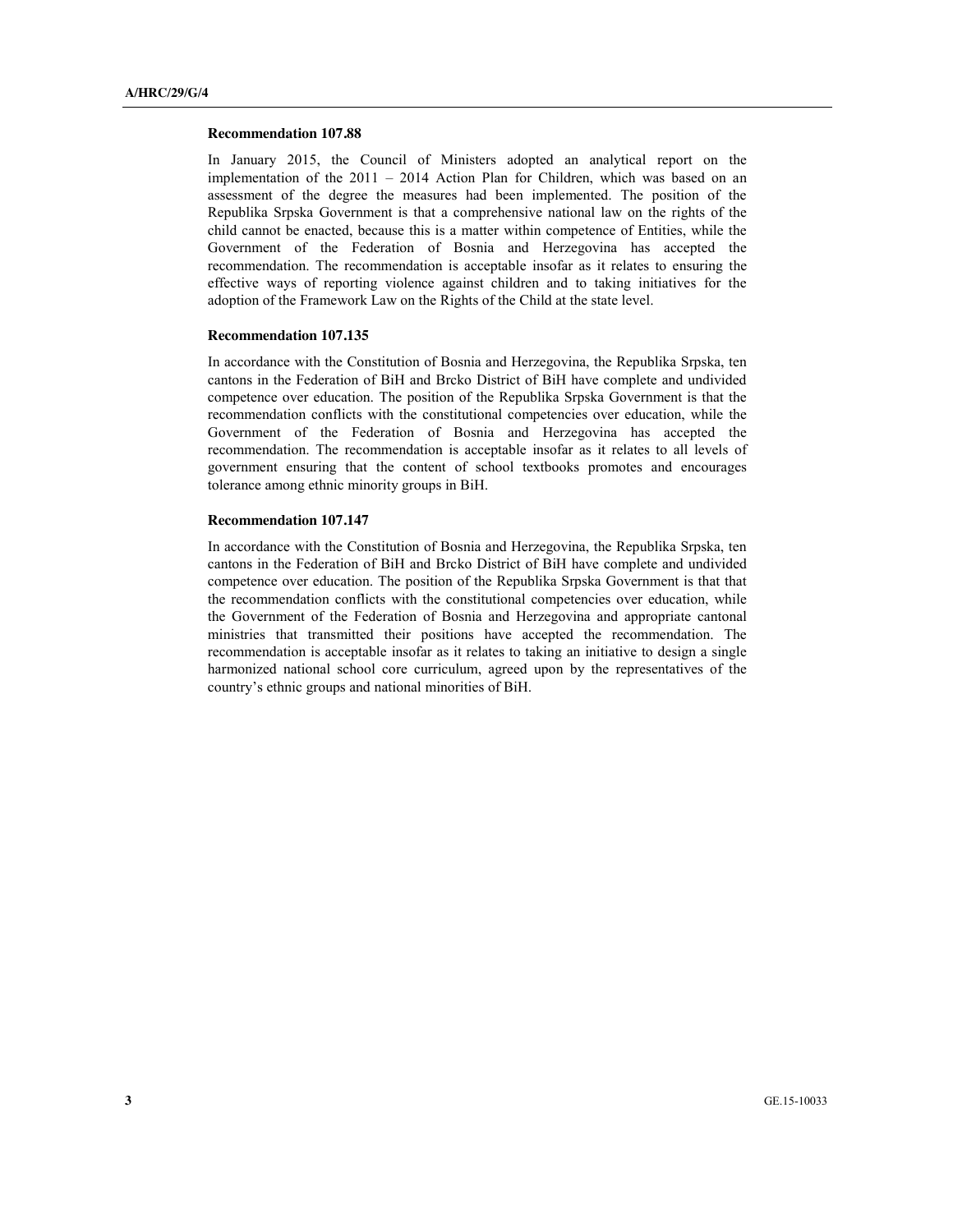**Recommendation 107.88**

In January 2015, the Council of Ministers adopted an analytical report on the implementation of the 2011 – 2014 Action Plan for Children, which was based on an assessment of the degree the measures had been implemented. The position of the Republika Srpska Government is that a comprehensive national law on the rights of the child cannot be enacted, because this is a matter within competence of Entities, while the Government of the Federation of Bosnia and Herzegovina has accepted the recommendation. The recommendation is acceptable insofar as it relates to ensuring the effective ways of reporting violence against children and to taking initiatives for the adoption of the Framework Law on the Rights of the Child at the state level.

**Recommendation 107.135**

In accordance with the Constitution of Bosnia and Herzegovina, the Republika Srpska, ten cantons in the Federation of BiH and Brcko District of BiH have complete and undivided competence over education. The position of the Republika Srpska Government is that the recommendation conflicts with the constitutional competencies over education, while the Government of the Federation of Bosnia and Herzegovina has accepted the recommendation. The recommendation is acceptable insofar as it relates to all levels of government ensuring that the content of school textbooks promotes and encourages tolerance among ethnic minority groups in BiH.

**Recommendation 107.147**

In accordance with the Constitution of Bosnia and Herzegovina, the Republika Srpska, ten cantons in the Federation of BiH and Brcko District of BiH have complete and undivided competence over education. The position of the Republika Srpska Government is that that the recommendation conflicts with the constitutional competencies over education, while the Government of the Federation of Bosnia and Herzegovina and appropriate cantonal ministries that transmitted their positions have accepted the recommendation. The recommendation is acceptable insofar as it relates to taking an initiative to design a single harmonized national school core curriculum, agreed upon by the representatives of the country's ethnic groups and national minorities of BiH.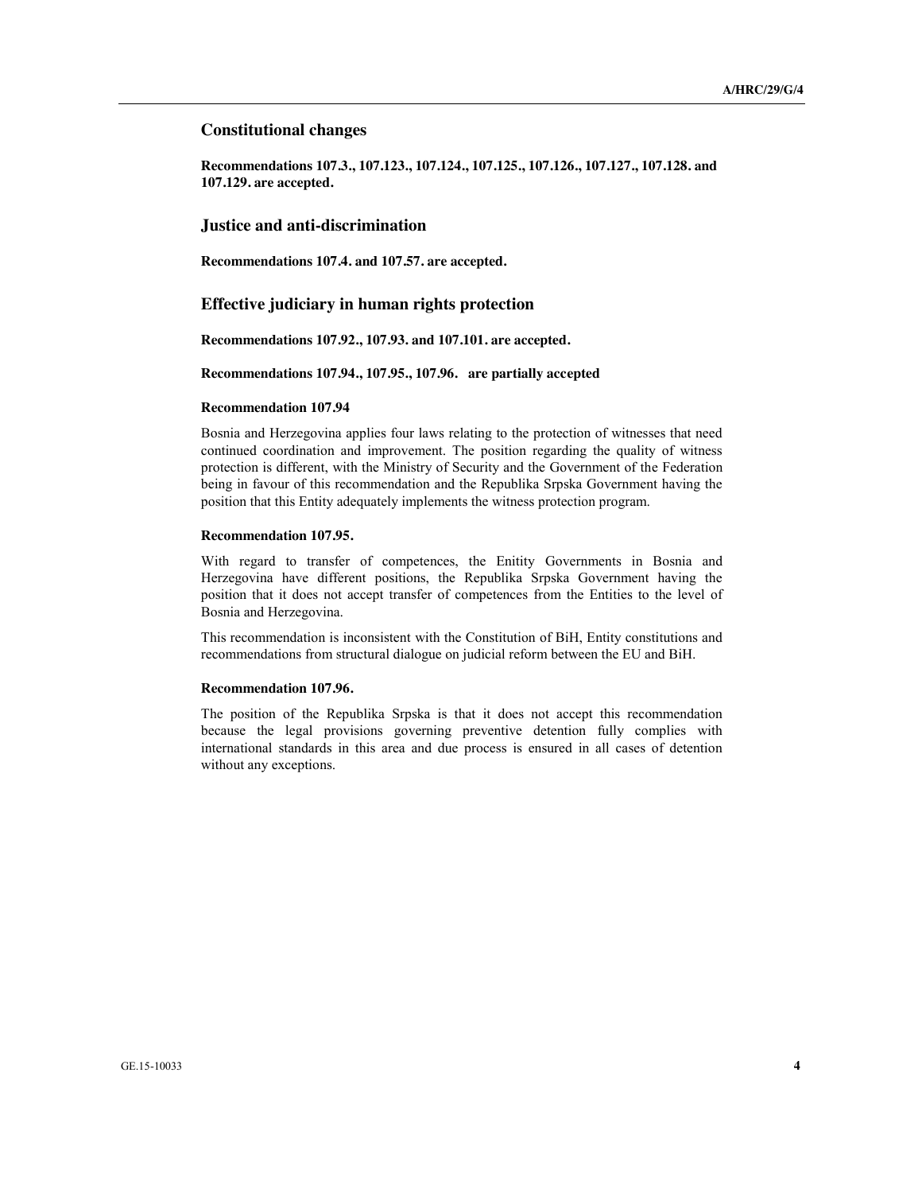## Constitutional changes

**Recommendations 107.3., 107.123., 107.124., 107.125., 107.126., 107.127., 107.128. and 107.129. are accepted.**

## Justice and anti-discrimination

**Recommendations 107.4. and 107.57. are accepted.**

## Effective judiciary in human rights protection

**Recommendations 107.92., 107.93. and 107.101. are accepted.**

**Recommendations 107.94., 107.95., 107.96. are partially accepted**

#### Recommendation 107.94

Bosnia and Herzegovina applies four laws relating to the protection of witnesses that need continued coordination and improvement. The position regarding the quality of witness protection is different, with the Ministry of Security and the Government of the Federation being in favour of this recommendation and the Republika Srpska Government having the position that this Entity adequately implements the witness protection program.

#### Recommendation 107.95.

With regard to transfer of competences, the Enitity Governments in Bosnia and Herzegovina have different positions, the Republika Srpska Government having the position that it does not accept transfer of competences from the Entities to the level of Bosnia and Herzegovina.

This recommendation is inconsistent with the Constitution of BiH, Entity constitutions and recommendations from structural dialogue on judicial reform between the EU and BiH.

#### Recommendation 107.96.

The position of the Republika Srpska is that it does not accept this recommendation because the legal provisions governing preventive detention fully complies with international standards in this area and due process is ensured in all cases of detention without any exceptions.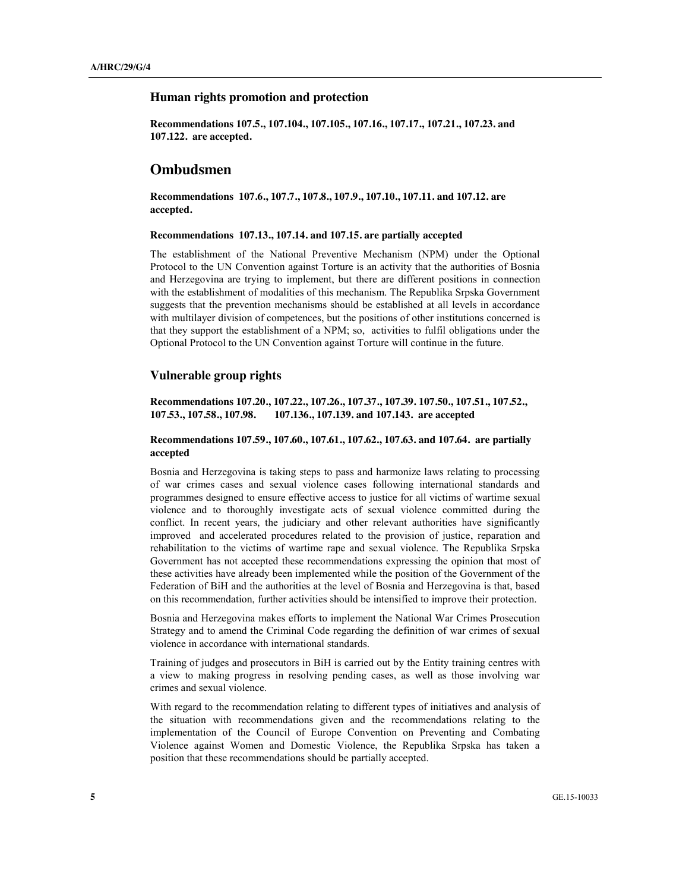### Human rights promotion and protection

**Recommendations 107.5., 107.104., 107.105., 107.16., 107.17., 107.21., 107.23. and 107.122. are accepted.**

## Ombudsmen

**Recommendations 107.6., 107.7., 107.8., 107.9., 107.10., 107.11. and 107.12. are accepted.**

**Recommendations 107.13., 107.14. and 107.15. are partially accepted**

The establishment of the National Preventive Mechanism (NPM) under the Optional Protocol to the UN Convention against Torture is an activity that the authorities of Bosnia and Herzegovina are trying to implement, but there are different positions in connection with the establishment of modalities of this mechanism. The Republika Srpska Government suggests that the prevention mechanisms should be established at all levels in accordance with multilayer division of competences, but the positions of other institutions concerned is that they support the establishment of a NPM; so, activities to fulfil obligations under the Optional Protocol to the UN Convention against Torture will continue in the future.

### Vulnerable group rights

**Recommendations 107.20., 107.22., 107.26., 107.37., 107.39. 107.50., 107.51., 107.52., 107.53., 107.58., 107.98. 107.136., 107.139. and 107.143. are accepted**

**Recommendations 107.59., 107.60., 107.61., 107.62., 107.63. and 107.64. are partially accepted**

Bosnia and Herzegovina is taking steps to pass and harmonize laws relating to processing of war crimes cases and sexual violence cases following international standards and programmes designed to ensure effective access to justice for all victims of wartime sexual violence and to thoroughly investigate acts of sexual violence committed during the conflict. In recent years, the judiciary and other relevant authorities have significantly improved and accelerated procedures related to the provision of justice, reparation and rehabilitation to the victims of wartime rape and sexual violence. The Republika Srpska Government has not accepted these recommendations expressing the opinion that most of these activities have already been implemented while the position of the Government of the Federation of BiH and the authorities at the level of Bosnia and Herzegovina is that, based on this recommendation, further activities should be intensified to improve their protection.

Bosnia and Herzegovina makes efforts to implement the National War Crimes Prosecution Strategy and to amend the Criminal Code regarding the definition of war crimes of sexual violence in accordance with international standards.

Training of judges and prosecutors in BiH is carried out by the Entity training centres with a view to making progress in resolving pending cases, as well as those involving war crimes and sexual violence.

With regard to the recommendation relating to different types of initiatives and analysis of the situation with recommendations given and the recommendations relating to the implementation of the Council of Europe Convention on Preventing and Combating Violence against Women and Domestic Violence, the Republika Srpska has taken a position that these recommendations should be partially accepted.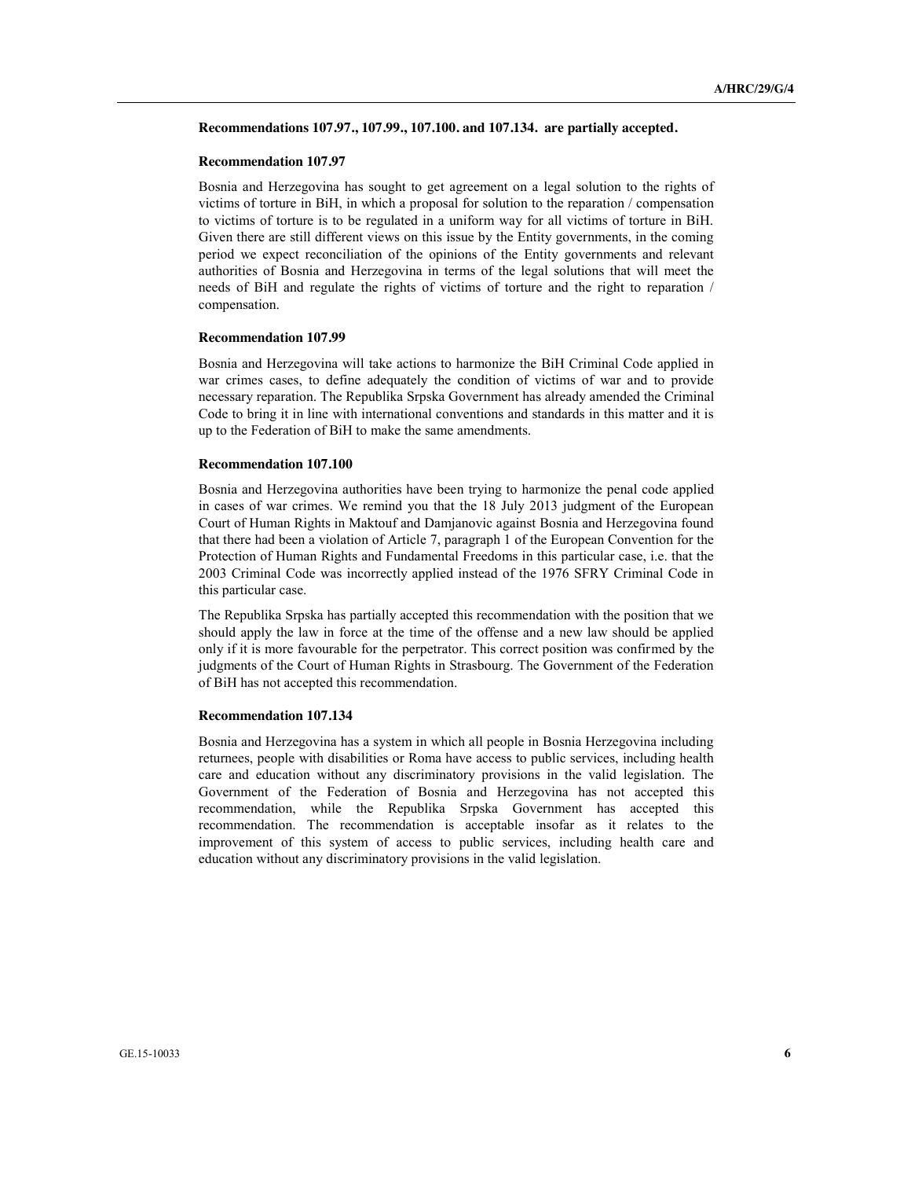**Recommendations 107.97., 107.99., 107.100. and 107.134. are partially accepted.**

**Recommendation 107.97**

Bosnia and Herzegovina has sought to get agreement on a legal solution to the rights of victims of torture in BiH, in which a proposal for solution to the reparation / compensation to victims of torture is to be regulated in a uniform way for all victims of torture in BiH. Given there are still different views on this issue by the Entity governments, in the coming period we expect reconciliation of the opinions of the Entity governments and relevant authorities of Bosnia and Herzegovina in terms of the legal solutions that will meet the needs of BiH and regulate the rights of victims of torture and the right to reparation / compensation.

**Recommendation 107.99**

Bosnia and Herzegovina will take actions to harmonize the BiH Criminal Code applied in war crimes cases, to define adequately the condition of victims of war and to provide necessary reparation. The Republika Srpska Government has already amended the Criminal Code to bring it in line with international conventions and standards in this matter and it is up to the Federation of BiH to make the same amendments.

**Recommendation 107.100**

Bosnia and Herzegovina authorities have been trying to harmonize the penal code applied in cases of war crimes. We remind you that the 18 July 2013 judgment of the European Court of Human Rights in Maktouf and Damjanovic against Bosnia and Herzegovina found that there had been a violation of Article 7, paragraph 1 of the European Convention for the Protection of Human Rights and Fundamental Freedoms in this particular case, i.e. that the 2003 Criminal Code was incorrectly applied instead of the 1976 SFRY Criminal Code in this particular case.

The Republika Srpska has partially accepted this recommendation with the position that we should apply the law in force at the time of the offense and a new law should be applied only if it is more favourable for the perpetrator. This correct position was confirmed by the judgments of the Court of Human Rights in Strasbourg. The Government of the Federation of BiH has not accepted this recommendation.

**Recommendation 107.134**

Bosnia and Herzegovina has a system in which all people in Bosnia Herzegovina including returnees, people with disabilities or Roma have access to public services, including health care and education without any discriminatory provisions in the valid legislation. The Government of the Federation of Bosnia and Herzegovina has not accepted this recommendation, while the Republika Srpska Government has accepted this recommendation. The recommendation is acceptable insofar as it relates to the improvement of this system of access to public services, including health care and education without any discriminatory provisions in the valid legislation.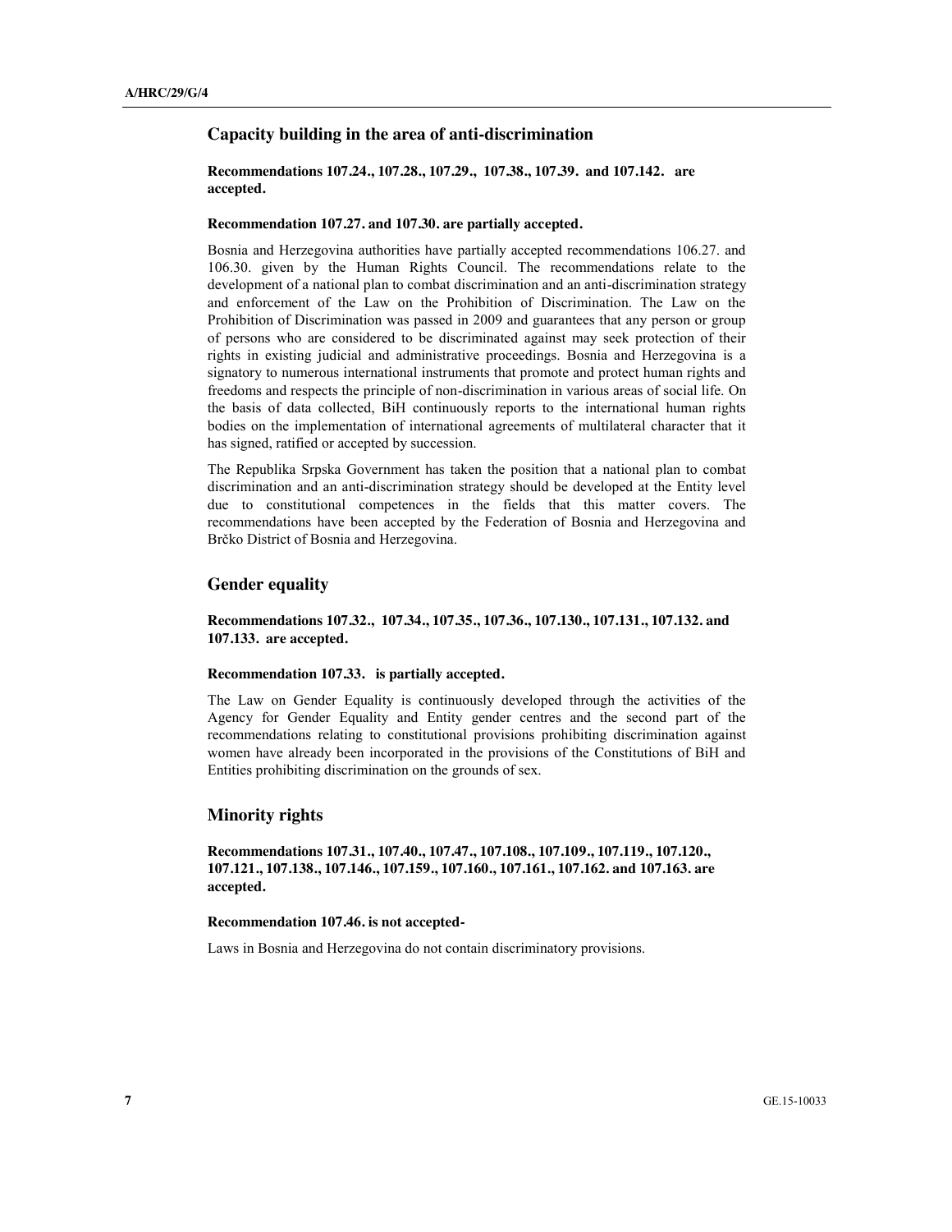## Capacity building in the area of anti-discrimination

**Recommendations 107.24., 107.28., 107.29., 107.38., 107.39. and 107.142. are accepted.**

**Recommendation 107.27. and 107.30. are partially accepted.**

Bosnia and Herzegovina authorities have partially accepted recommendations 106.27. and 106.30. given by the Human Rights Council. The recommendations relate to the development of a national plan to combat discrimination and an anti-discrimination strategy and enforcement of the Law on the Prohibition of Discrimination. The Law on the Prohibition of Discrimination was passed in 2009 and guarantees that any person or group of persons who are considered to be discriminated against may seek protection of their rights in existing judicial and administrative proceedings. Bosnia and Herzegovina is a signatory to numerous international instruments that promote and protect human rights and freedoms and respects the principle of non-discrimination in various areas of social life. On the basis of data collected, BiH continuously reports to the international human rights bodies on the implementation of international agreements of multilateral character that it has signed, ratified or accepted by succession.

The Republika Srpska Government has taken the position that a national plan to combat discrimination and an anti-discrimination strategy should be developed at the Entity level due to constitutional competences in the fields that this matter covers. The recommendations have been accepted by the Federation of Bosnia and Herzegovina and Brčko District of Bosnia and Herzegovina.

## Gender equality

**Recommendations 107.32., 107.34., 107.35., 107.36., 107.130., 107.131., 107.132. and 107.133. are accepted.**

**Recommendation 107.33. is partially accepted.**

The Law on Gender Equality is continuously developed through the activities of the Agency for Gender Equality and Entity gender centres and the second part of the recommendations relating to constitutional provisions prohibiting discrimination against women have already been incorporated in the provisions of the Constitutions of BiH and Entities prohibiting discrimination on the grounds of sex.

## Minority rights

**Recommendations 107.31., 107.40., 107.47., 107.108., 107.109., 107.119., 107.120., 107.121., 107.138., 107.146., 107.159., 107.160., 107.161., 107.162. and 107.163. are accepted.**

**Recommendation 107.46. is not accepted-**

Laws in Bosnia and Herzegovina do not contain discriminatory provisions.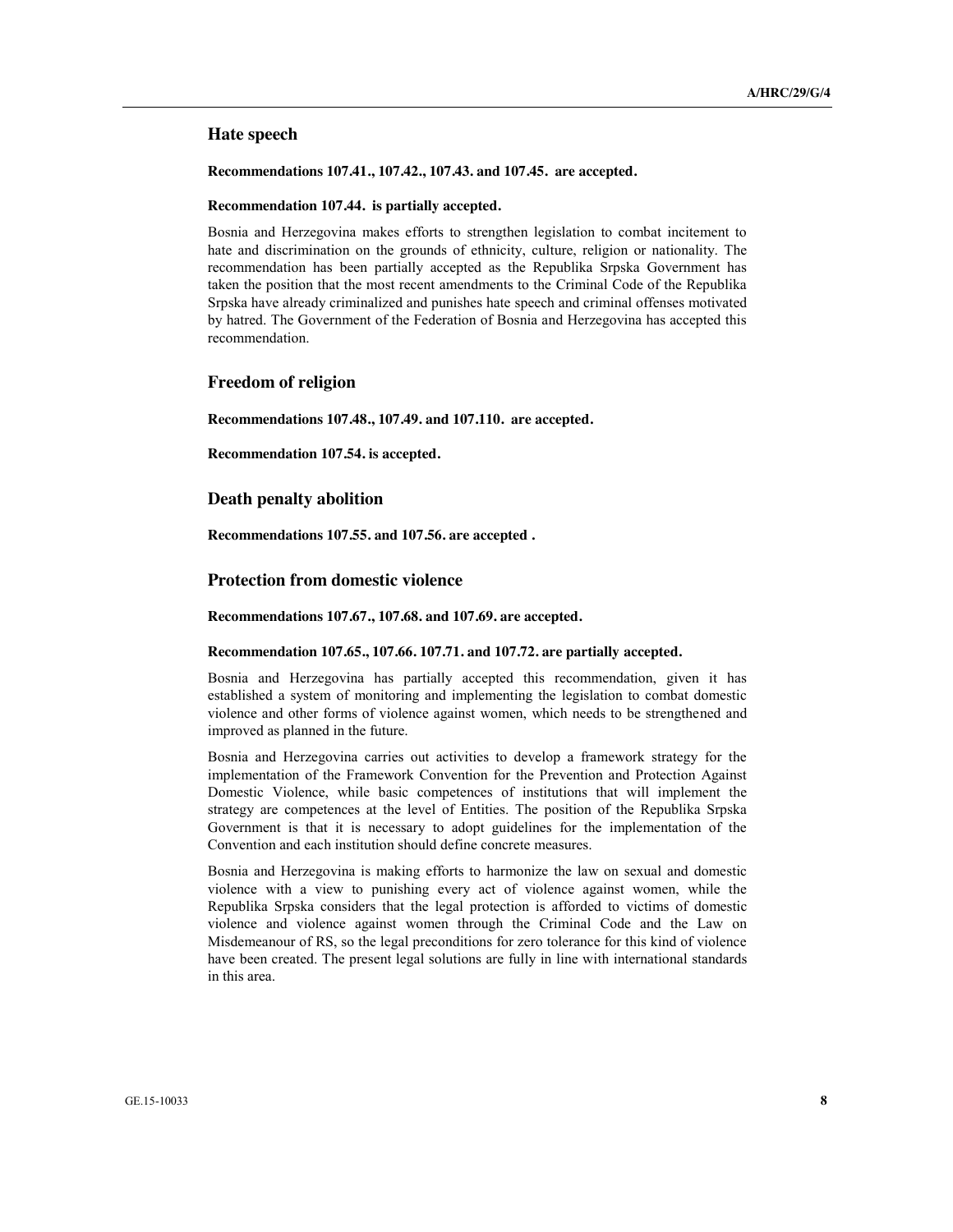## Hate speech

**Recommendations 107.41., 107.42., 107.43. and 107.45. are accepted.**

**Recommendation 107.44. is partially accepted.**

Bosnia and Herzegovina makes efforts to strengthen legislation to combat incitement to hate and discrimination on the grounds of ethnicity, culture, religion or nationality. The recommendation has been partially accepted as the Republika Srpska Government has taken the position that the most recent amendments to the Criminal Code of the Republika Srpska have already criminalized and punishes hate speech and criminal offenses motivated by hatred. The Government of the Federation of Bosnia and Herzegovina has accepted this recommendation.

## Freedom of religion

**Recommendations 107.48., 107.49. and 107.110. are accepted.**

**Recommendation 107.54. is accepted.**

## Death penalty abolition

**Recommendations 107.55. and 107.56. are accepted .**

## Protection from domestic violence

**Recommendations 107.67., 107.68. and 107.69. are accepted.**

**Recommendation 107.65., 107.66. 107.71. and 107.72. are partially accepted.**

Bosnia and Herzegovina has partially accepted this recommendation, given it has established a system of monitoring and implementing the legislation to combat domestic violence and other forms of violence against women, which needs to be strengthened and improved as planned in the future.

Bosnia and Herzegovina carries out activities to develop a framework strategy for the implementation of the Framework Convention for the Prevention and Protection Against Domestic Violence, while basic competences of institutions that will implement the strategy are competences at the level of Entities. The position of the Republika Srpska Government is that it is necessary to adopt guidelines for the implementation of the Convention and each institution should define concrete measures.

Bosnia and Herzegovina is making efforts to harmonize the law on sexual and domestic violence with a view to punishing every act of violence against women, while the Republika Srpska considers that the legal protection is afforded to victims of domestic violence and violence against women through the Criminal Code and the Law on Misdemeanour of RS, so the legal preconditions for zero tolerance for this kind of violence have been created. The present legal solutions are fully in line with international standards in this area.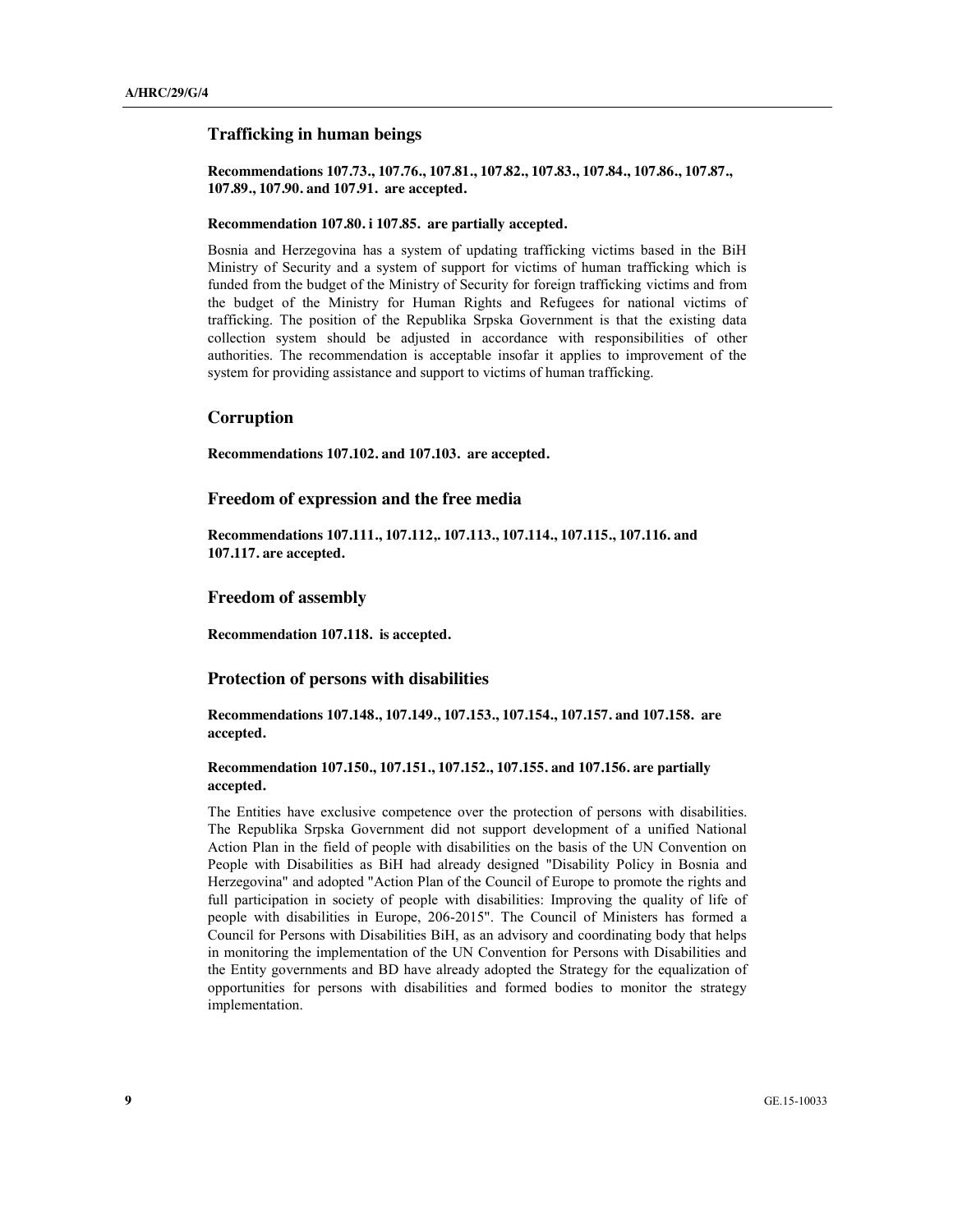### Trafficking in human beings

**Recommendations 107.73., 107.76., 107.81., 107.82., 107.83., 107.84., 107.86., 107.87., 107.89., 107.90. and 107.91. are accepted.**

**Recommendation 107.80. i 107.85. are partially accepted.**

Bosnia and Herzegovina has a system of updating trafficking victims based in the BiH Ministry of Security and a system of support for victims of human trafficking which is funded from the budget of the Ministry of Security for foreign trafficking victims and from the budget of the Ministry for Human Rights and Refugees for national victims of trafficking. The position of the Republika Srpska Government is that the existing data collection system should be adjusted in accordance with responsibilities of other authorities. The recommendation is acceptable insofar it applies to improvement of the system for providing assistance and support to victims of human trafficking.

### Corruption

**Recommendations 107.102. and 107.103. are accepted.**

### Freedom of expression and the free media

**Recommendations 107.111., 107.112,. 107.113., 107.114., 107.115., 107.116. and 107.117. are accepted.**

### Freedom of assembly

**Recommendation 107.118. is accepted.**

### Protection of persons with disabilities

**Recommendations 107.148., 107.149., 107.153., 107.154., 107.157. and 107.158. are accepted.**

**Recommendation 107.150., 107.151., 107.152., 107.155. and 107.156. are partially accepted.**

The Entities have exclusive competence over the protection of persons with disabilities. The Republika Srpska Government did not support development of a unified National Action Plan in the field of people with disabilities on the basis of the UN Convention on People with Disabilities as BiH had already designed "Disability Policy in Bosnia and Herzegovina" and adopted "Action Plan of the Council of Europe to promote the rights and full participation in society of people with disabilities: Improving the quality of life of people with disabilities in Europe, 206-2015". The Council of Ministers has formed a Council for Persons with Disabilities BiH, as an advisory and coordinating body that helps in monitoring the implementation of the UN Convention for Persons with Disabilities and the Entity governments and BD have already adopted the Strategy for the equalization of opportunities for persons with disabilities and formed bodies to monitor the strategy implementation.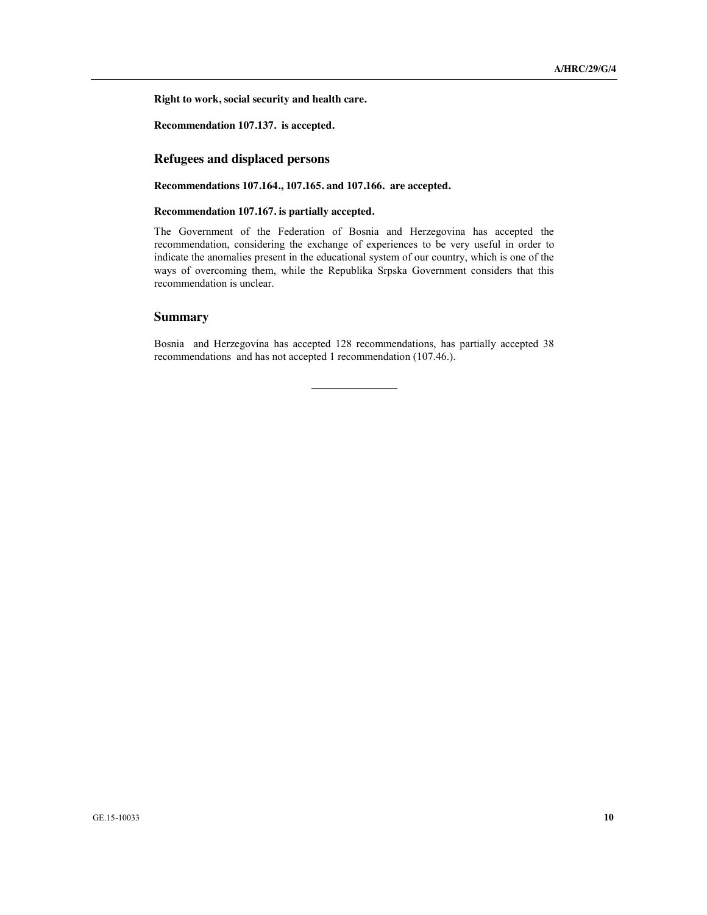**Right to work, social security and health care.**

**Recommendation 107.137. is accepted.**

## Refugees and displaced persons

**Recommendations 107.164., 107.165. and 107.166. are accepted.**

**Recommendation 107.167. is partially accepted.**

The Government of the Federation of Bosnia and Herzegovina has accepted the recommendation, considering the exchange of experiences to be very useful in order to indicate the anomalies present in the educational system of our country, which is one of the ways of overcoming them, while the Republika Srpska Government considers that this recommendation is unclear.

## Summary

Bosnia and Herzegovina has accepted 128 recommendations, has partially accepted 38 recommendations and has not accepted 1 recommendation (107.46.).